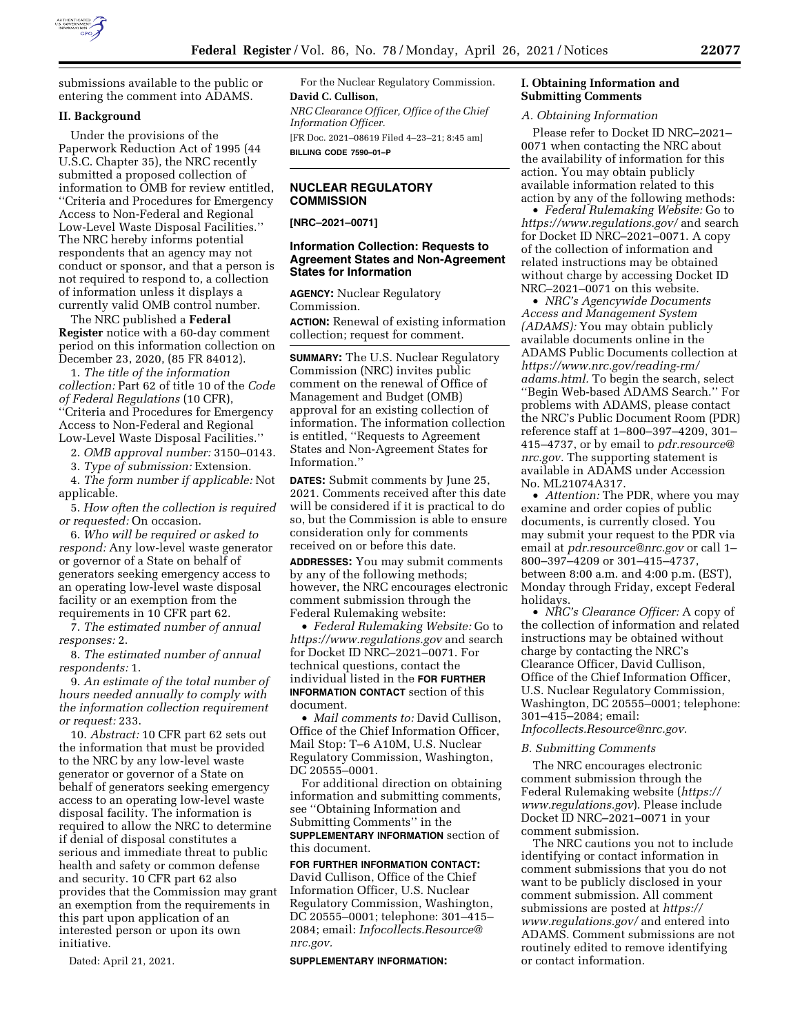submissions available to the public or entering the comment into ADAMS.

## II. Background

Under the provisions of the Paperwork Reduction Act of 1995 (44 U.S.C. Chapter 35), the NRC recently submitted a proposed collection of information to OMB for review entitled, ''Criteria and Procedures for Emergency Access to Non-Federal and Regional Low-Level Waste Disposal Facilities.'' The NRC hereby informs potential respondents that an agency may not conduct or sponsor, and that a person is not required to respond to, a collection of information unless it displays a currently valid OMB control number.

The NRC published a **Federal Register** notice with a 60-day comment period on this information collection on December 23, 2020, (85 FR 84012).

1. *The title of the information collection:* Part 62 of title 10 of the *Code of Federal Regulations* (10 CFR), ''Criteria and Procedures for Emergency Access to Non-Federal and Regional Low-Level Waste Disposal Facilities.''

2. *OMB approval number:* 3150–0143.

3. *Type of submission:* Extension.

4. *The form number if applicable:* Not applicable.

5. *How often the collection is required or requested:* On occasion.

6. *Who will be required or asked to respond:* Any low-level waste generator or governor of a State on behalf of generators seeking emergency access to an operating low-level waste disposal facility or an exemption from the requirements in 10 CFR part 62.

7. *The estimated number of annual responses:* 2.

8. *The estimated number of annual respondents:* 1.

9. *An estimate of the total number of hours needed annually to comply with the information collection requirement or request:* 233.

10. *Abstract:* 10 CFR part 62 sets out the information that must be provided to the NRC by any low-level waste generator or governor of a State on behalf of generators seeking emergency access to an operating low-level waste disposal facility. The information is required to allow the NRC to determine if denial of disposal constitutes a serious and immediate threat to public health and safety or common defense and security. 10 CFR part 62 also provides that the Commission may grant an exemption from the requirements in this part upon application of an interested person or upon its own initiative.

Dated: April 21, 2021.

For the Nuclear Regulatory Commission.

**David C. Cullison,**

*NRC Clearance Officer, Office of the Chief Information Officer.*

[FR Doc. 2021–08619 Filed 4–23–21; 8:45 am]

**BILLING CODE 7590–01–P**

---

# NUCLEAR REGULATORY COMMISSION

**[NRC–2021–0071]**

## Information Collection: Requests to Agreement States and Non-Agreement States for Information

**AGENCY:** Nuclear Regulatory Commission.

**ACTION:** Renewal of existing information collection; request for comment.

**SUMMARY:** The U.S. Nuclear Regulatory Commission (NRC) invites public comment on the renewal of Office of Management and Budget (OMB) approval for an existing collection of information. The information collection is entitled, ''Requests to Agreement States and Non-Agreement States for Information.''

**DATES:** Submit comments by June 25, 2021. Comments received after this date will be considered if it is practical to do so, but the Commission is able to ensure consideration only for comments received on or before this date.

**ADDRESSES:** You may submit comments by any of the following methods; however, the NRC encourages electronic comment submission through the Federal Rulemaking website:

- *Federal Rulemaking Website:* Go to *https://www.regulations.gov* and search for Docket ID NRC–2021–0071. For technical questions, contact the individual listed in the **FOR FURTHER INFORMATION CONTACT** section of this document.
- *Mail comments to:* David Cullison, Office of the Chief Information Officer, Mail Stop: T–6 A10M, U.S. Nuclear Regulatory Commission, Washington, DC 20555–0001.

For additional direction on obtaining information and submitting comments, see ''Obtaining Information and Submitting Comments'' in the **SUPPLEMENTARY INFORMATION** section of this document.

**FOR FURTHER INFORMATION CONTACT:** David Cullison, Office of the Chief Information Officer, U.S. Nuclear Regulatory Commission, Washington, DC 20555–0001; telephone: 301–415–2084; email: *Infocollects.Resource@nrc.gov.*

**SUPPLEMENTARY INFORMATION:**

## I. Obtaining Information and Submitting Comments

### A. Obtaining Information

Please refer to Docket ID NRC–2021–0071 when contacting the NRC about the availability of information for this action. You may obtain publicly available information related to this action by any of the following methods:

- *Federal Rulemaking Website:* Go to *https://www.regulations.gov/* and search for Docket ID NRC–2021–0071. A copy of the collection of information and related instructions may be obtained without charge by accessing Docket ID NRC–2021–0071 on this website.
- *NRC's Agencywide Documents Access and Management System (ADAMS):* You may obtain publicly available documents online in the ADAMS Public Documents collection at *https://www.nrc.gov/reading-rm/adams.html.* To begin the search, select ''Begin Web-based ADAMS Search.'' For problems with ADAMS, please contact the NRC's Public Document Room (PDR) reference staff at 1–800–397–4209, 301–415–4737, or by email to *pdr.resource@nrc.gov.* The supporting statement is available in ADAMS under Accession No. ML21074A317.
- *Attention:* The PDR, where you may examine and order copies of public documents, is currently closed. You may submit your request to the PDR via email at *pdr.resource@nrc.gov* or call 1–800–397–4209 or 301–415–4737, between 8:00 a.m. and 4:00 p.m. (EST), Monday through Friday, except Federal holidays.
- *NRC's Clearance Officer:* A copy of the collection of information and related instructions may be obtained without charge by contacting the NRC's Clearance Officer, David Cullison, Office of the Chief Information Officer, U.S. Nuclear Regulatory Commission, Washington, DC 20555–0001; telephone: 301–415–2084; email: *Infocollects.Resource@nrc.gov*.

### B. Submitting Comments

The NRC encourages electronic comment submission through the Federal Rulemaking website (*https://www.regulations.gov*). Please include Docket ID NRC–2021–0071 in your comment submission.

The NRC cautions you not to include identifying or contact information in comment submissions that you do not want to be publicly disclosed in your comment submission. All comment submissions are posted at *https://www.regulations.gov/* and entered into ADAMS. Comment submissions are not routinely edited to remove identifying or contact information.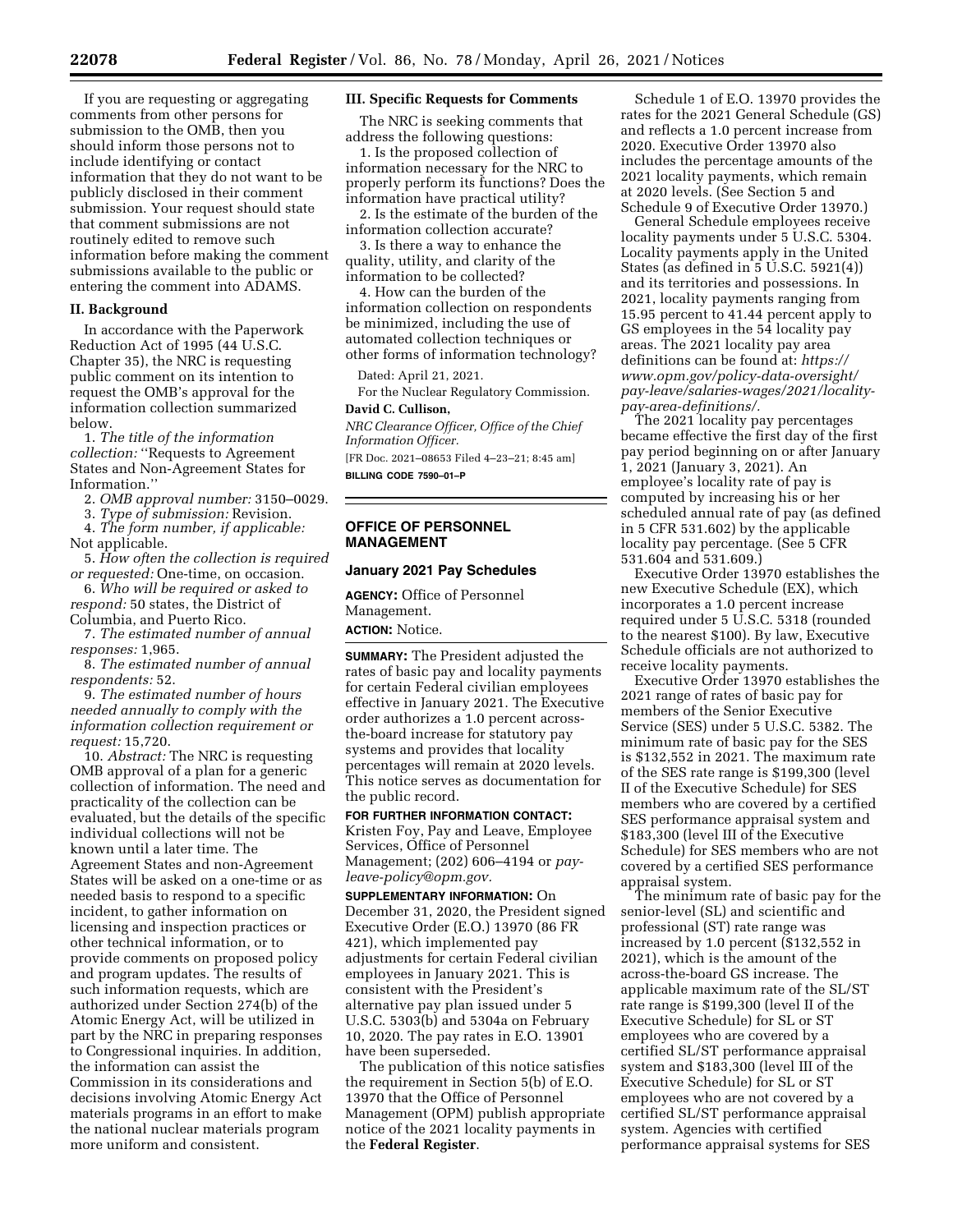If you are requesting or aggregating comments from other persons for submission to the OMB, then you should inform those persons not to include identifying or contact information that they do not want to be publicly disclosed in their comment submission. Your request should state that comment submissions are not routinely edited to remove such information before making the comment submissions available to the public or entering the comment into ADAMS.

## II. Background

In accordance with the Paperwork Reduction Act of 1995 (44 U.S.C. Chapter 35), the NRC is requesting public comment on its intention to request the OMB's approval for the information collection summarized below.

1. *The title of the information collection:* ''Requests to Agreement States and Non-Agreement States for Information.''

2. *OMB approval number:* 3150–0029.

3. *Type of submission:* Revision.

4. *The form number, if applicable:* Not applicable.

5. *How often the collection is required or requested:* One-time, on occasion.

6. *Who will be required or asked to respond:* 50 states, the District of Columbia, and Puerto Rico.

7. *The estimated number of annual responses:* 1,965.

8. *The estimated number of annual respondents:* 52.

9. *The estimated number of hours needed annually to comply with the information collection requirement or request:* 15,720.

10. *Abstract:* The NRC is requesting OMB approval of a plan for a generic collection of information. The need and practicality of the collection can be evaluated, but the details of the specific individual collections will not be known until a later time. The Agreement States and non-Agreement States will be asked on a one-time or as needed basis to respond to a specific incident, to gather information on licensing and inspection practices or other technical information, or to provide comments on proposed policy and program updates. The results of such information requests, which are authorized under Section 274(b) of the Atomic Energy Act, will be utilized in part by the NRC in preparing responses to Congressional inquiries. In addition, the information can assist the Commission in its considerations and decisions involving Atomic Energy Act materials programs in an effort to make the national nuclear materials program more uniform and consistent.

## III. Specific Requests for Comments

The NRC is seeking comments that address the following questions:

1. Is the proposed collection of information necessary for the NRC to properly perform its functions? Does the information have practical utility?

2. Is the estimate of the burden of the information collection accurate?

3. Is there a way to enhance the quality, utility, and clarity of the information to be collected?

4. How can the burden of the information collection on respondents be minimized, including the use of automated collection techniques or other forms of information technology?

Dated: April 21, 2021.

For the Nuclear Regulatory Commission.

**David C. Cullison,**

*NRC Clearance Officer, Office of the Chief Information Officer.*

[FR Doc. 2021–08653 Filed 4–23–21; 8:45 am]

**BILLING CODE 7590–01–P**

---

# OFFICE OF PERSONNEL MANAGEMENT

## January 2021 Pay Schedules

**AGENCY:** Office of Personnel Management.

**ACTION:** Notice.

**SUMMARY:** The President adjusted the rates of basic pay and locality payments for certain Federal civilian employees effective in January 2021. The Executive order authorizes a 1.0 percent across-the-board increase for statutory pay systems and provides that locality percentages will remain at 2020 levels. This notice serves as documentation for the public record.

**FOR FURTHER INFORMATION CONTACT:** Kristen Foy, Pay and Leave, Employee Services, Office of Personnel Management; (202) 606–4194 or *pay-leave-policy@opm.gov.*

**SUPPLEMENTARY INFORMATION:** On December 31, 2020, the President signed Executive Order (E.O.) 13970 (86 FR 421), which implemented pay adjustments for certain Federal civilian employees in January 2021. This is consistent with the President's alternative pay plan issued under 5 U.S.C. 5303(b) and 5304a on February 10, 2020. The pay rates in E.O. 13901 have been superseded.

The publication of this notice satisfies the requirement in Section 5(b) of E.O. 13970 that the Office of Personnel Management (OPM) publish appropriate notice of the 2021 locality payments in the **Federal Register**.

Schedule 1 of E.O. 13970 provides the rates for the 2021 General Schedule (GS) and reflects a 1.0 percent increase from 2020. Executive Order 13970 also includes the percentage amounts of the 2021 locality payments, which remain at 2020 levels. (See Section 5 and Schedule 9 of Executive Order 13970.)

General Schedule employees receive locality payments under 5 U.S.C. 5304. Locality payments apply in the United States (as defined in 5 U.S.C. 5921(4)) and its territories and possessions. In 2021, locality payments ranging from 15.95 percent to 41.44 percent apply to GS employees in the 54 locality pay areas. The 2021 locality pay area definitions can be found at: *https://www.opm.gov/policy-data-oversight/pay-leave/salaries-wages/2021/locality-pay-area-definitions/.*

The 2021 locality pay percentages became effective the first day of the first pay period beginning on or after January 1, 2021 (January 3, 2021). An employee's locality rate of pay is computed by increasing his or her scheduled annual rate of pay (as defined in 5 CFR 531.602) by the applicable locality pay percentage. (See 5 CFR 531.604 and 531.609.)

Executive Order 13970 establishes the new Executive Schedule (EX), which incorporates a 1.0 percent increase required under 5 U.S.C. 5318 (rounded to the nearest $100). By law, Executive Schedule officials are not authorized to receive locality payments.

Executive Order 13970 establishes the 2021 range of rates of basic pay for members of the Senior Executive Service (SES) under 5 U.S.C. 5382. The minimum rate of basic pay for the SES is $132,552 in 2021. The maximum rate of the SES rate range is $199,300 (level II of the Executive Schedule) for SES members who are covered by a certified SES performance appraisal system and $183,300 (level III of the Executive Schedule) for SES members who are not covered by a certified SES performance appraisal system.

The minimum rate of basic pay for the senior-level (SL) and scientific and professional (ST) rate range was increased by 1.0 percent ($132,552 in 2021), which is the amount of the across-the-board GS increase. The applicable maximum rate of the SL/ST rate range is $199,300 (level II of the Executive Schedule) for SL or ST employees who are covered by a certified SL/ST performance appraisal system and $183,300 (level III of the Executive Schedule) for SL or ST employees who are not covered by a certified SL/ST performance appraisal system. Agencies with certified performance appraisal systems for SES